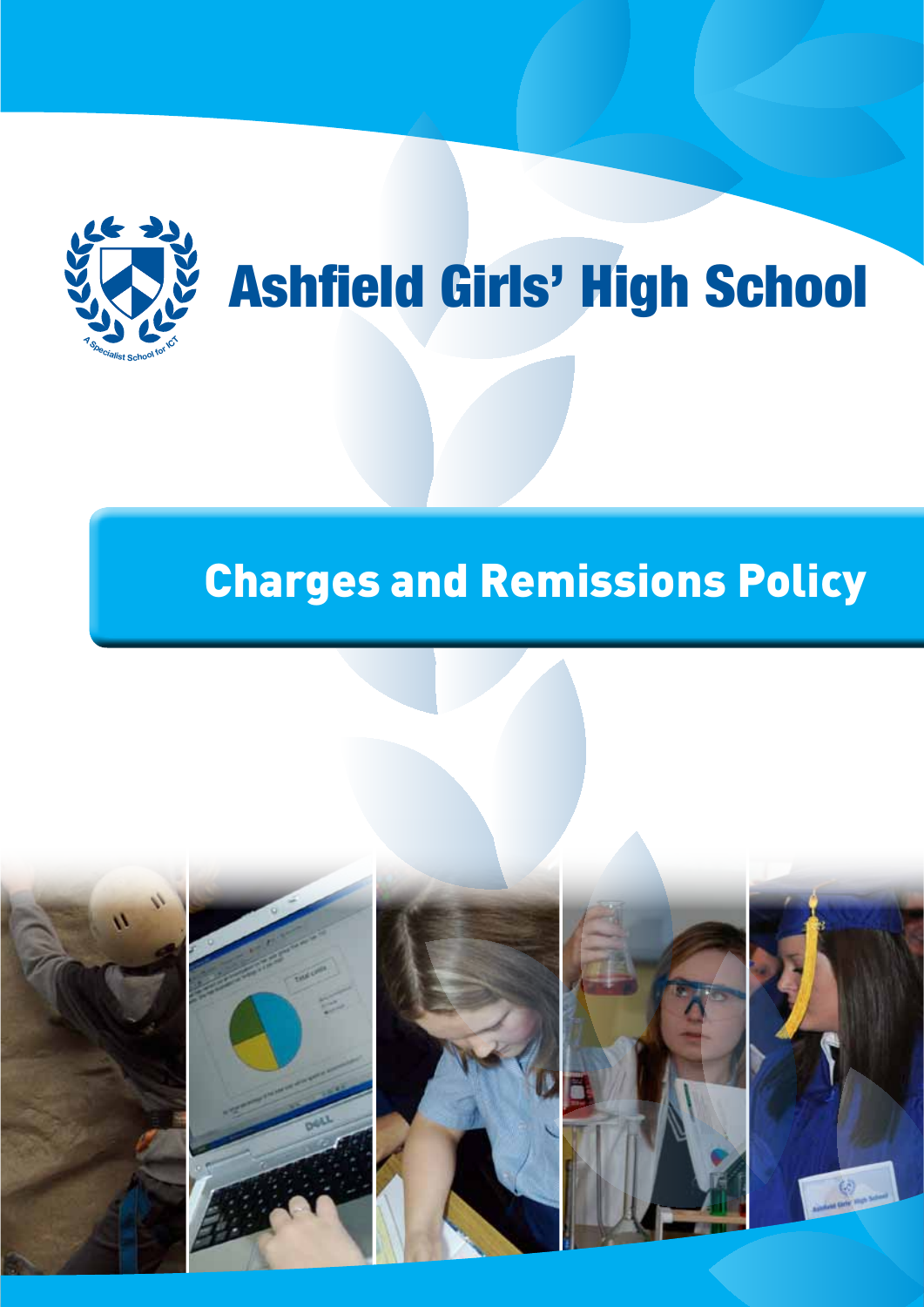A Specialist School for ICT

# Ashfield Girls' High School

## Charges and Remissions Policy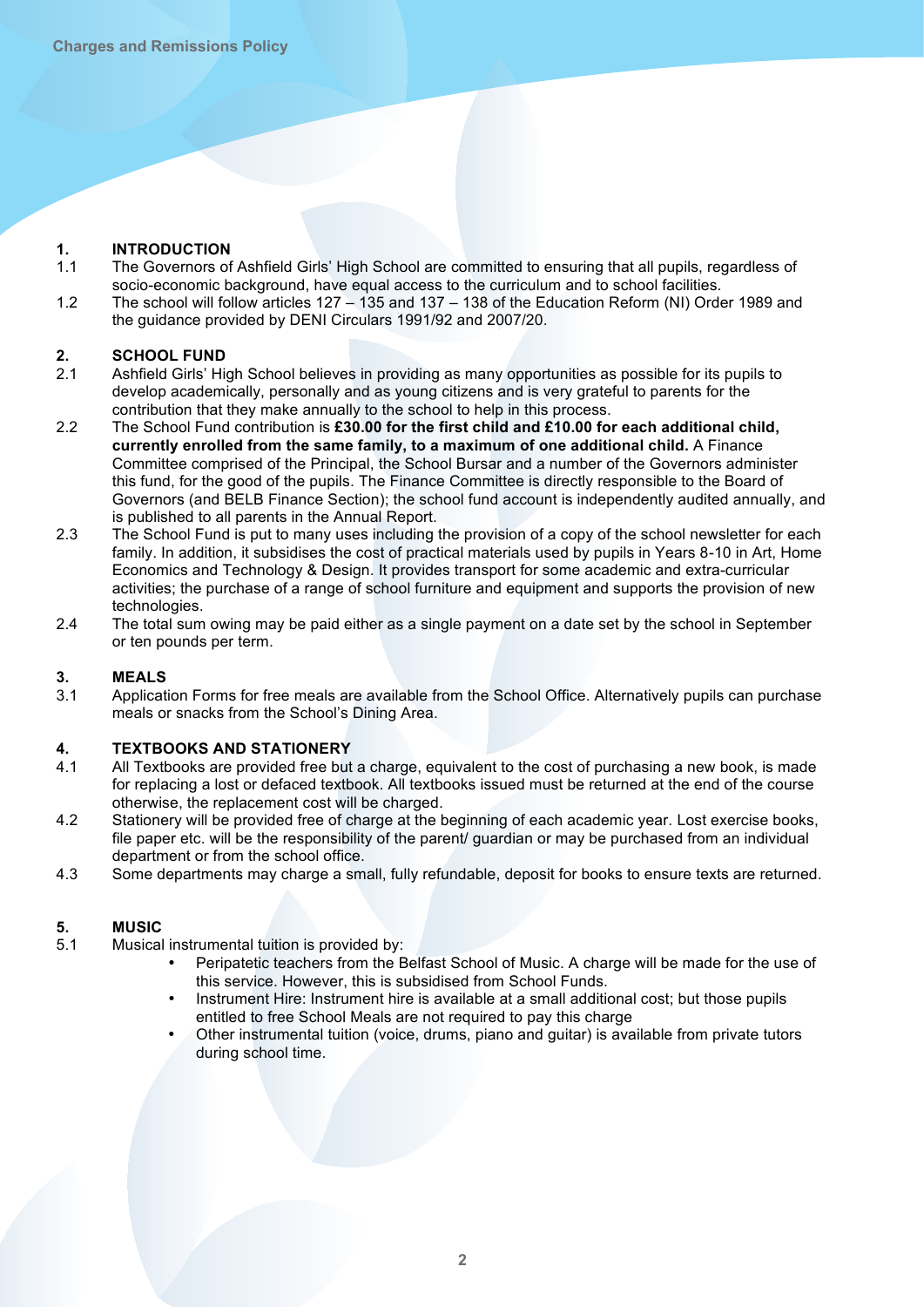## 1. INTRODUCTION

1.1 The Governors of Ashfield Girls' High School are committed to ensuring that all pupils, regardless of socio-economic background, have equal access to the curriculum and to school facilities.

1.2 The school will follow articles 127 – 135 and 137 – 138 of the Education Reform (NI) Order 1989 and the guidance provided by DENI Circulars 1991/92 and 2007/20.

## 2. SCHOOL FUND

2.1 Ashfield Girls' High School believes in providing as many opportunities as possible for its pupils to develop academically, personally and as young citizens and is very grateful to parents for the contribution that they make annually to the school to help in this process.

2.2 The School Fund contribution is **£30.00 for the first child and £10.00 for each additional child, currently enrolled from the same family, to a maximum of one additional child.** A Finance Committee comprised of the Principal, the School Bursar and a number of the Governors administer this fund, for the good of the pupils. The Finance Committee is directly responsible to the Board of Governors (and BELB Finance Section); the school fund account is independently audited annually, and is published to all parents in the Annual Report.

2.3 The School Fund is put to many uses including the provision of a copy of the school newsletter for each family. In addition, it subsidises the cost of practical materials used by pupils in Years 8-10 in Art, Home Economics and Technology & Design. It provides transport for some academic and extra-curricular activities; the purchase of a range of school furniture and equipment and supports the provision of new technologies.

2.4 The total sum owing may be paid either as a single payment on a date set by the school in September or ten pounds per term.

## 3. MEALS

3.1 Application Forms for free meals are available from the School Office. Alternatively pupils can purchase meals or snacks from the School's Dining Area.

## 4. TEXTBOOKS AND STATIONERY

4.1 All Textbooks are provided free but a charge, equivalent to the cost of purchasing a new book, is made for replacing a lost or defaced textbook. All textbooks issued must be returned at the end of the course otherwise, the replacement cost will be charged.

4.2 Stationery will be provided free of charge at the beginning of each academic year. Lost exercise books, file paper etc. will be the responsibility of the parent/ guardian or may be purchased from an individual department or from the school office.

4.3 Some departments may charge a small, fully refundable, deposit for books to ensure texts are returned.

## 5. MUSIC

5.1 Musical instrumental tuition is provided by:

- Peripatetic teachers from the Belfast School of Music. A charge will be made for the use of this service. However, this is subsidised from School Funds.
- Instrument Hire: Instrument hire is available at a small additional cost; but those pupils entitled to free School Meals are not required to pay this charge
- Other instrumental tuition (voice, drums, piano and guitar) is available from private tutors during school time.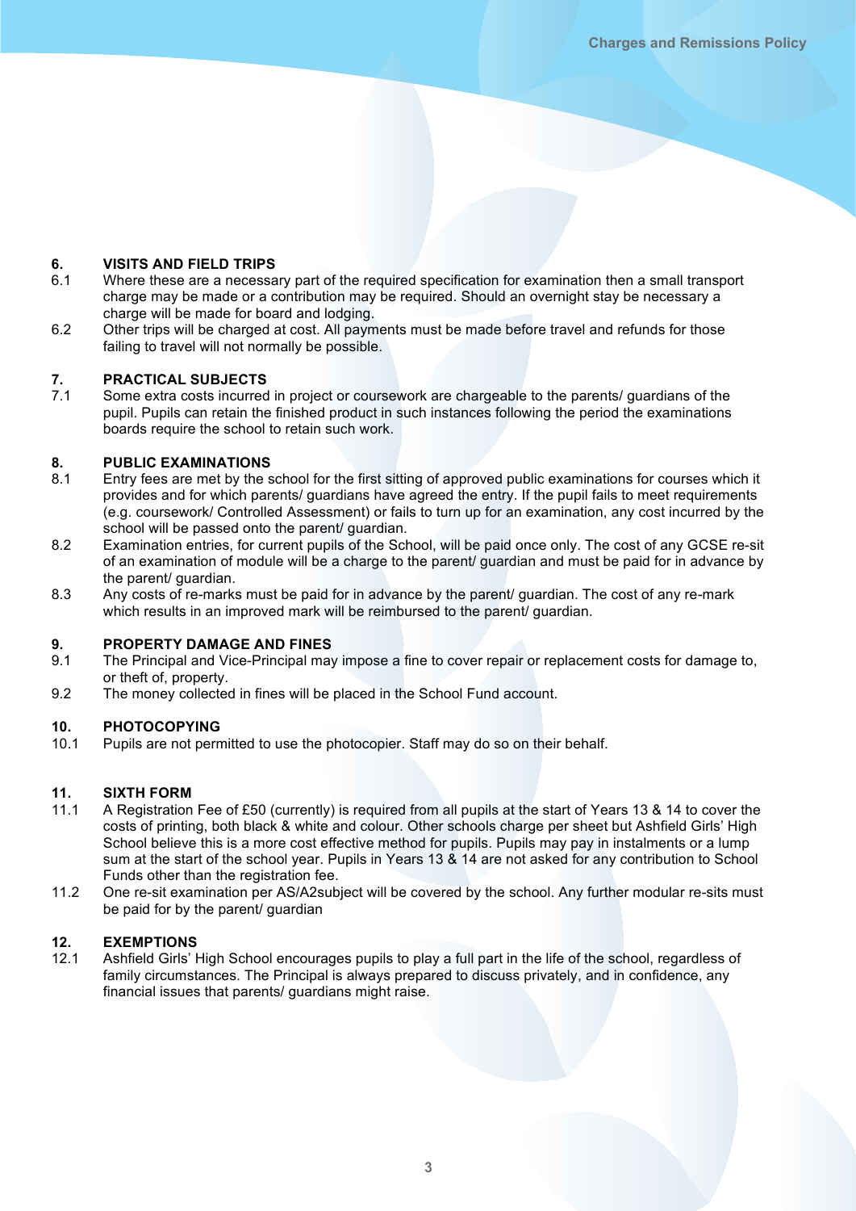## 6. VISITS AND FIELD TRIPS

6.1 Where these are a necessary part of the required specification for examination then a small transport charge may be made or a contribution may be required. Should an overnight stay be necessary a charge will be made for board and lodging.

6.2 Other trips will be charged at cost. All payments must be made before travel and refunds for those failing to travel will not normally be possible.

## 7. PRACTICAL SUBJECTS

7.1 Some extra costs incurred in project or coursework are chargeable to the parents/ guardians of the pupil. Pupils can retain the finished product in such instances following the period the examinations boards require the school to retain such work.

## 8. PUBLIC EXAMINATIONS

8.1 Entry fees are met by the school for the first sitting of approved public examinations for courses which it provides and for which parents/ guardians have agreed the entry. If the pupil fails to meet requirements (e.g. coursework/ Controlled Assessment) or fails to turn up for an examination, any cost incurred by the school will be passed onto the parent/ guardian.

8.2 Examination entries, for current pupils of the School, will be paid once only. The cost of any GCSE re-sit of an examination of module will be a charge to the parent/ guardian and must be paid for in advance by the parent/ guardian.

8.3 Any costs of re-marks must be paid for in advance by the parent/ guardian. The cost of any re-mark which results in an improved mark will be reimbursed to the parent/ guardian.

## 9. PROPERTY DAMAGE AND FINES

9.1 The Principal and Vice-Principal may impose a fine to cover repair or replacement costs for damage to, or theft of, property.

9.2 The money collected in fines will be placed in the School Fund account.

## 10. PHOTOCOPYING

10.1 Pupils are not permitted to use the photocopier. Staff may do so on their behalf.

## 11. SIXTH FORM

11.1 A Registration Fee of £50 (currently) is required from all pupils at the start of Years 13 & 14 to cover the costs of printing, both black & white and colour. Other schools charge per sheet but Ashfield Girls' High School believe this is a more cost effective method for pupils. Pupils may pay in instalments or a lump sum at the start of the school year. Pupils in Years 13 & 14 are not asked for any contribution to School Funds other than the registration fee.

11.2 One re-sit examination per AS/A2subject will be covered by the school. Any further modular re-sits must be paid for by the parent/ guardian

## 12. EXEMPTIONS

12.1 Ashfield Girls' High School encourages pupils to play a full part in the life of the school, regardless of family circumstances. The Principal is always prepared to discuss privately, and in confidence, any financial issues that parents/ guardians might raise.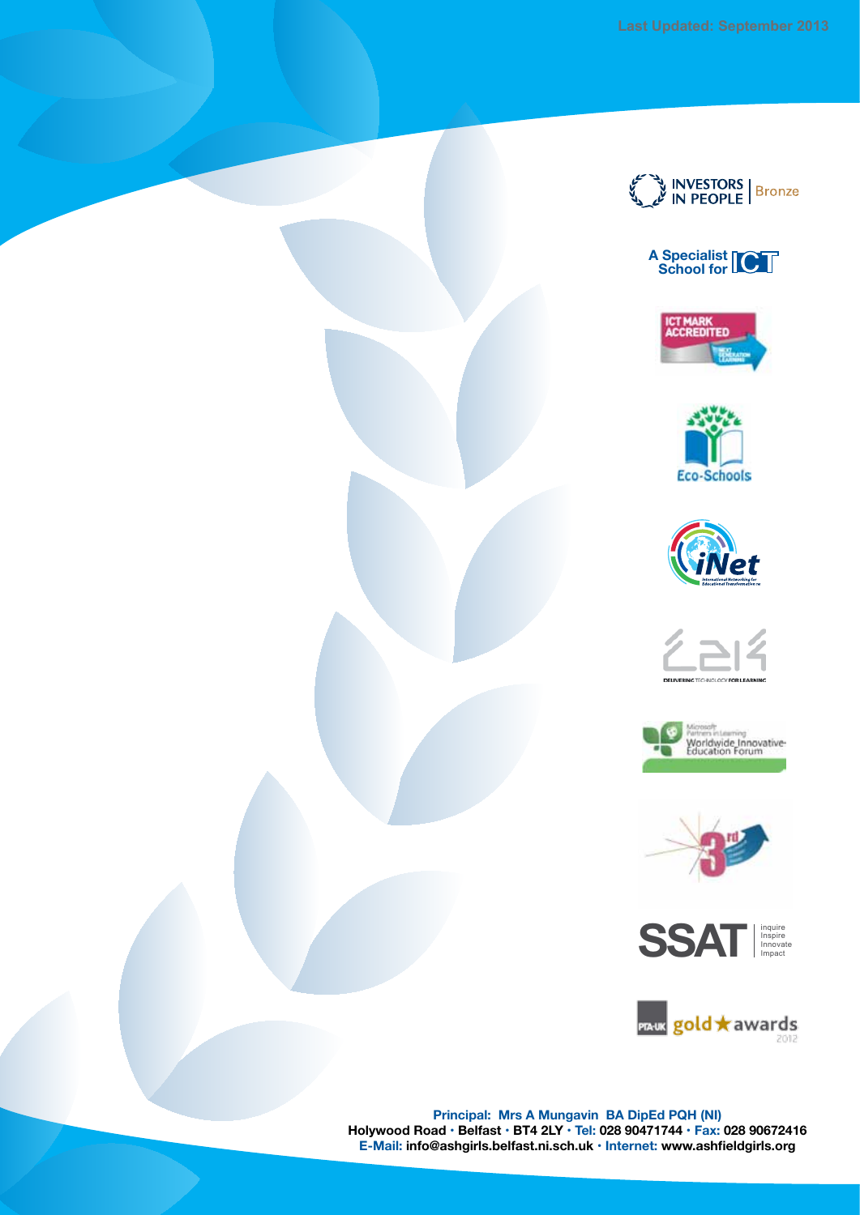Last Updated: September 2013

INVESTORS IN PEOPLE | Bronze

A Specialist School for ICT

ICT MARK ACCREDITED

Eco-Schools

iNet

DELIVERING TECHNOLOGY FOR LEARNING

Microsoft Partners in Learning Worldwide Innovative Education Forum

SSAT inquire Inspire Innovate Impact

PTA-UK gold awards 2012

**Principal: Mrs A Mungavin BA DipEd PQH (NI)**
**Holywood Road · Belfast · BT4 2LY · Tel: 028 90471744 · Fax: 028 90672416**
**E-Mail: info@ashgirls.belfast.ni.sch.uk · Internet: www.ashfieldgirls.org**